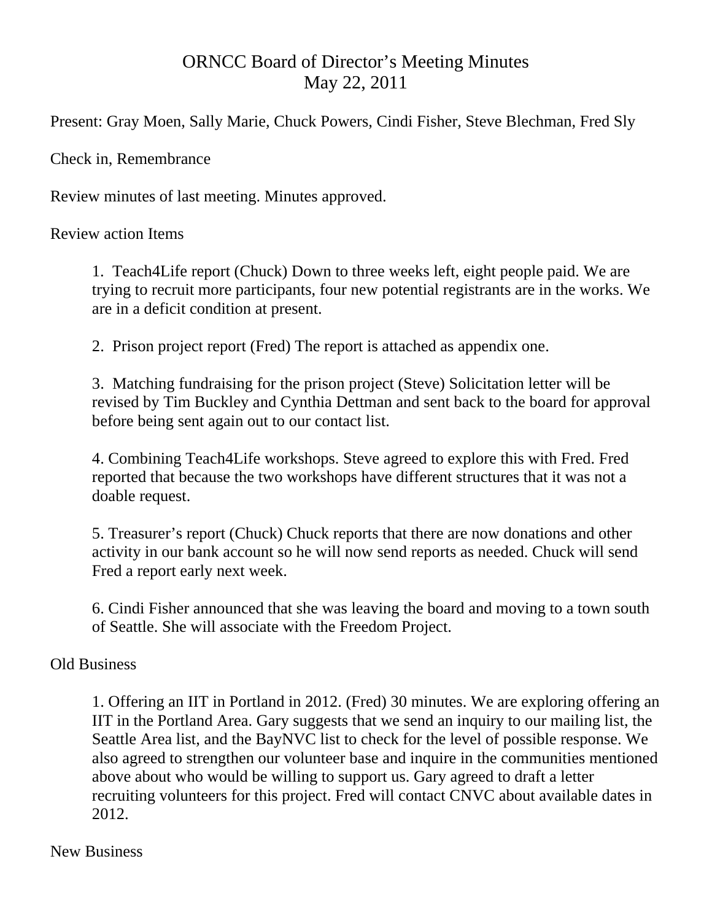# ORNCC Board of Director's Meeting Minutes
## May 22, 2011

Present: Gray Moen, Sally Marie, Chuck Powers, Cindi Fisher, Steve Blechman, Fred Sly

Check in, Remembrance

Review minutes of last meeting. Minutes approved.

Review action Items

1. Teach4Life report (Chuck) Down to three weeks left, eight people paid. We are trying to recruit more participants, four new potential registrants are in the works. We are in a deficit condition at present.

2. Prison project report (Fred) The report is attached as appendix one.

3. Matching fundraising for the prison project (Steve) Solicitation letter will be revised by Tim Buckley and Cynthia Dettman and sent back to the board for approval before being sent again out to our contact list.

4. Combining Teach4Life workshops. Steve agreed to explore this with Fred. Fred reported that because the two workshops have different structures that it was not a doable request.

5. Treasurer's report (Chuck) Chuck reports that there are now donations and other activity in our bank account so he will now send reports as needed. Chuck will send Fred a report early next week.

6. Cindi Fisher announced that she was leaving the board and moving to a town south of Seattle. She will associate with the Freedom Project.

Old Business

1. Offering an IIT in Portland in 2012. (Fred) 30 minutes. We are exploring offering an IIT in the Portland Area. Gary suggests that we send an inquiry to our mailing list, the Seattle Area list, and the BayNVC list to check for the level of possible response. We also agreed to strengthen our volunteer base and inquire in the communities mentioned above about who would be willing to support us. Gary agreed to draft a letter recruiting volunteers for this project. Fred will contact CNVC about available dates in 2012.

New Business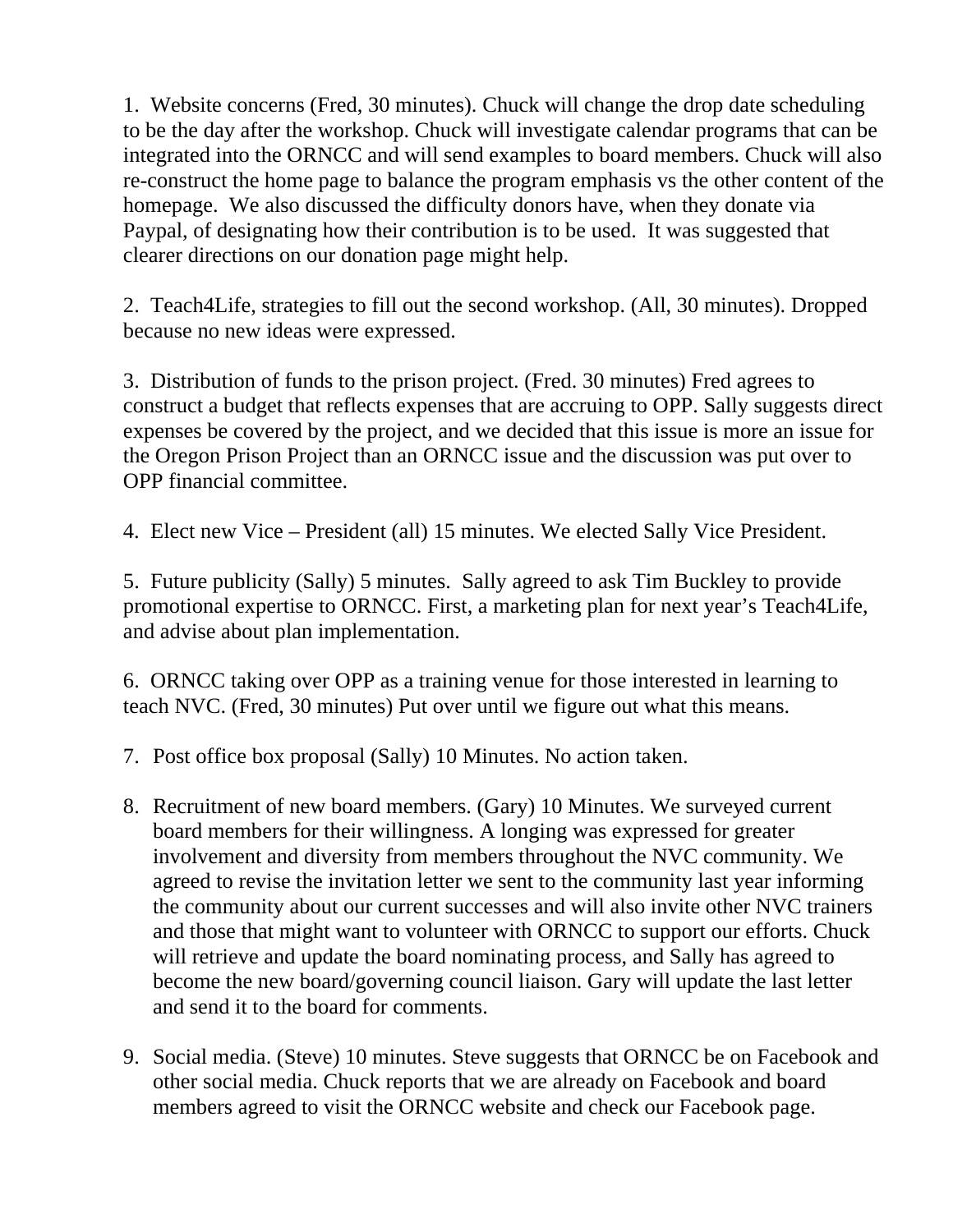1. Website concerns (Fred, 30 minutes). Chuck will change the drop date scheduling to be the day after the workshop. Chuck will investigate calendar programs that can be integrated into the ORNCC and will send examples to board members. Chuck will also re-construct the home page to balance the program emphasis vs the other content of the homepage. We also discussed the difficulty donors have, when they donate via Paypal, of designating how their contribution is to be used. It was suggested that clearer directions on our donation page might help.

2. Teach4Life, strategies to fill out the second workshop. (All, 30 minutes). Dropped because no new ideas were expressed.

3. Distribution of funds to the prison project. (Fred. 30 minutes) Fred agrees to construct a budget that reflects expenses that are accruing to OPP. Sally suggests direct expenses be covered by the project, and we decided that this issue is more an issue for the Oregon Prison Project than an ORNCC issue and the discussion was put over to OPP financial committee.

4. Elect new Vice – President (all) 15 minutes. We elected Sally Vice President.

5. Future publicity (Sally) 5 minutes. Sally agreed to ask Tim Buckley to provide promotional expertise to ORNCC. First, a marketing plan for next year's Teach4Life, and advise about plan implementation.

6. ORNCC taking over OPP as a training venue for those interested in learning to teach NVC. (Fred, 30 minutes) Put over until we figure out what this means.

7. Post office box proposal (Sally) 10 Minutes. No action taken.

8. Recruitment of new board members. (Gary) 10 Minutes. We surveyed current board members for their willingness. A longing was expressed for greater involvement and diversity from members throughout the NVC community. We agreed to revise the invitation letter we sent to the community last year informing the community about our current successes and will also invite other NVC trainers and those that might want to volunteer with ORNCC to support our efforts. Chuck will retrieve and update the board nominating process, and Sally has agreed to become the new board/governing council liaison. Gary will update the last letter and send it to the board for comments.

9. Social media. (Steve) 10 minutes. Steve suggests that ORNCC be on Facebook and other social media. Chuck reports that we are already on Facebook and board members agreed to visit the ORNCC website and check our Facebook page.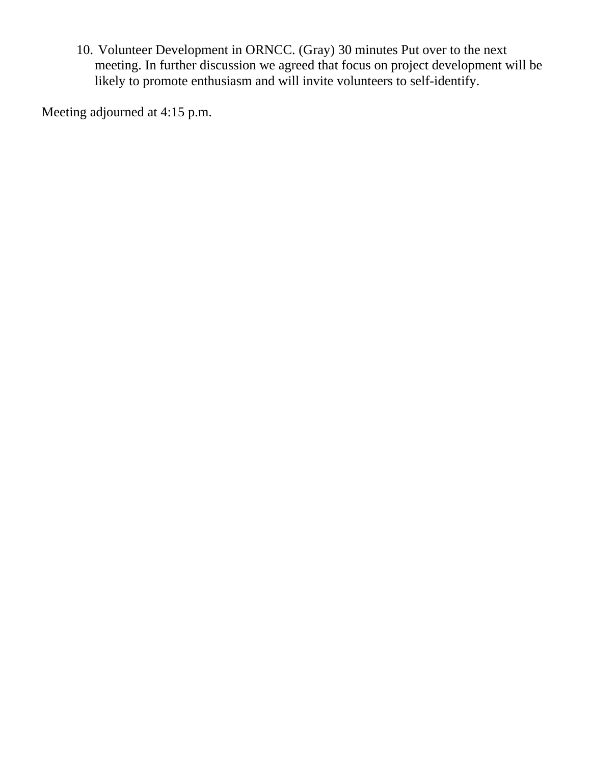10. Volunteer Development in ORNCC. (Gray) 30 minutes Put over to the next meeting. In further discussion we agreed that focus on project development will be likely to promote enthusiasm and will invite volunteers to self-identify.

Meeting adjourned at 4:15 p.m.